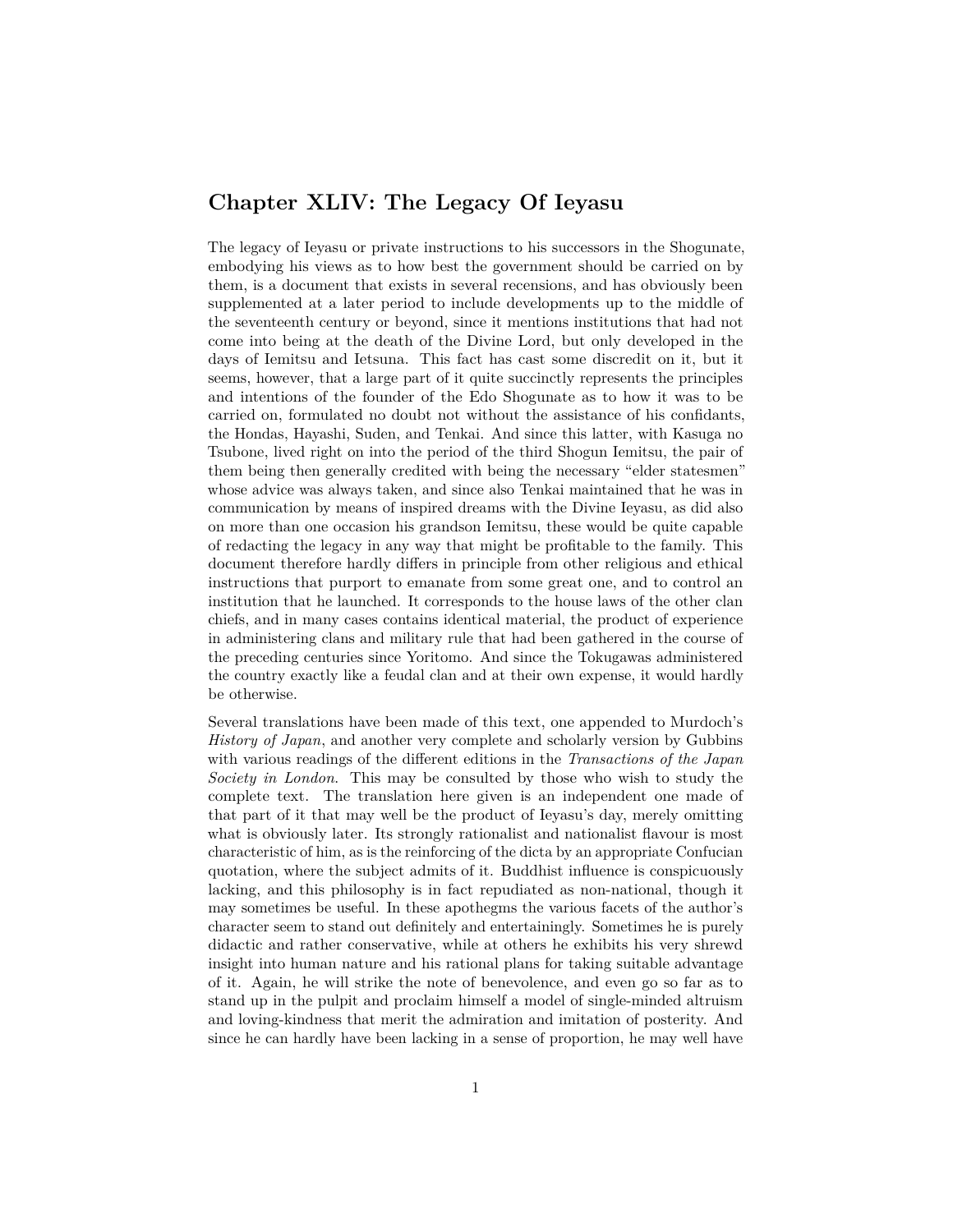## Chapter XLIV: The Legacy Of Ieyasu

The legacy of Ieyasu or private instructions to his successors in the Shogunate, embodying his views as to how best the government should be carried on by them, is a document that exists in several recensions, and has obviously been supplemented at a later period to include developments up to the middle of the seventeenth century or beyond, since it mentions institutions that had not come into being at the death of the Divine Lord, but only developed in the days of Iemitsu and Ietsuna. This fact has cast some discredit on it, but it seems, however, that a large part of it quite succinctly represents the principles and intentions of the founder of the Edo Shogunate as to how it was to be carried on, formulated no doubt not without the assistance of his confidants, the Hondas, Hayashi, Suden, and Tenkai. And since this latter, with Kasuga no Tsubone, lived right on into the period of the third Shogun Iemitsu, the pair of them being then generally credited with being the necessary "elder statesmen" whose advice was always taken, and since also Tenkai maintained that he was in communication by means of inspired dreams with the Divine Ieyasu, as did also on more than one occasion his grandson Iemitsu, these would be quite capable of redacting the legacy in any way that might be profitable to the family. This document therefore hardly differs in principle from other religious and ethical instructions that purport to emanate from some great one, and to control an institution that he launched. It corresponds to the house laws of the other clan chiefs, and in many cases contains identical material, the product of experience in administering clans and military rule that had been gathered in the course of the preceding centuries since Yoritomo. And since the Tokugawas administered the country exactly like a feudal clan and at their own expense, it would hardly be otherwise.

Several translations have been made of this text, one appended to Murdoch's *History of Japan*, and another very complete and scholarly version by Gubbins with various readings of the different editions in the *Transactions of the Japan Society in London*. This may be consulted by those who wish to study the complete text. The translation here given is an independent one made of that part of it that may well be the product of Ieyasu's day, merely omitting what is obviously later. Its strongly rationalist and nationalist flavour is most characteristic of him, as is the reinforcing of the dicta by an appropriate Confucian quotation, where the subject admits of it. Buddhist influence is conspicuously lacking, and this philosophy is in fact repudiated as non-national, though it may sometimes be useful. In these apothegms the various facets of the author's character seem to stand out definitely and entertainingly. Sometimes he is purely didactic and rather conservative, while at others he exhibits his very shrewd insight into human nature and his rational plans for taking suitable advantage of it. Again, he will strike the note of benevolence, and even go so far as to stand up in the pulpit and proclaim himself a model of single-minded altruism and loving-kindness that merit the admiration and imitation of posterity. And since he can hardly have been lacking in a sense of proportion, he may well have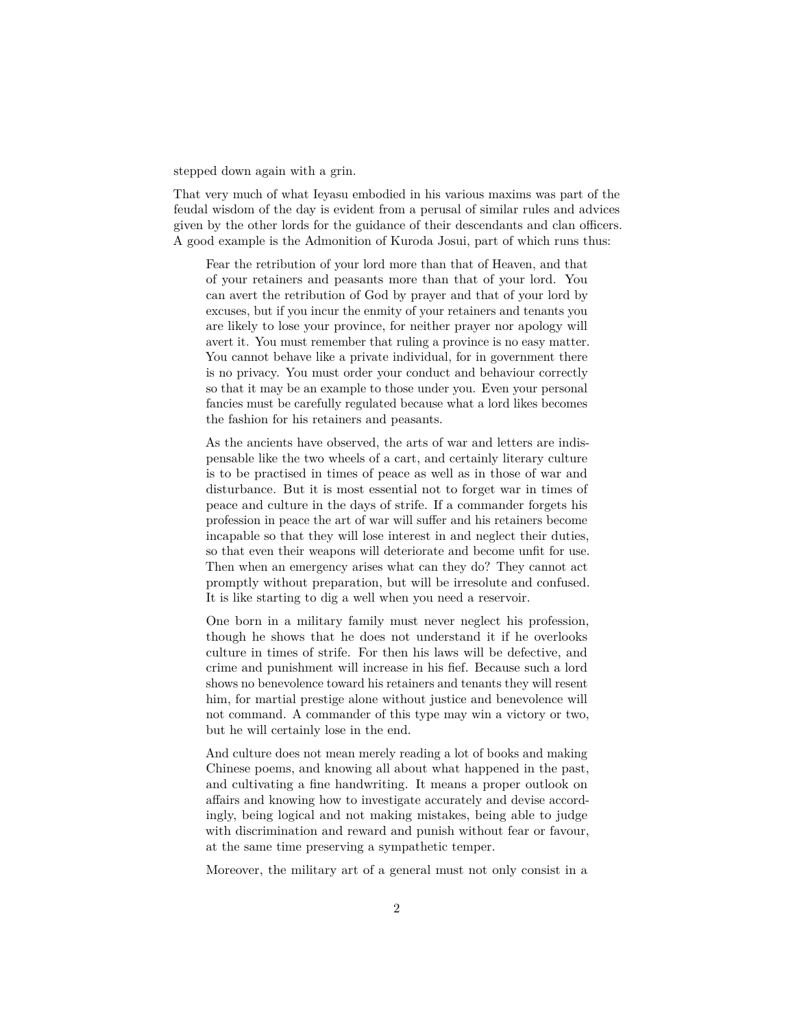stepped down again with a grin.

That very much of what Ieyasu embodied in his various maxims was part of the feudal wisdom of the day is evident from a perusal of similar rules and advices given by the other lords for the guidance of their descendants and clan officers. A good example is the Admonition of Kuroda Josui, part of which runs thus:

> Fear the retribution of your lord more than that of Heaven, and that of your retainers and peasants more than that of your lord. You can avert the retribution of God by prayer and that of your lord by excuses, but if you incur the enmity of your retainers and tenants you are likely to lose your province, for neither prayer nor apology will avert it. You must remember that ruling a province is no easy matter. You cannot behave like a private individual, for in government there is no privacy. You must order your conduct and behaviour correctly so that it may be an example to those under you. Even your personal fancies must be carefully regulated because what a lord likes becomes the fashion for his retainers and peasants.
>
> As the ancients have observed, the arts of war and letters are indispensable like the two wheels of a cart, and certainly literary culture is to be practised in times of peace as well as in those of war and disturbance. But it is most essential not to forget war in times of peace and culture in the days of strife. If a commander forgets his profession in peace the art of war will suffer and his retainers become incapable so that they will lose interest in and neglect their duties, so that even their weapons will deteriorate and become unfit for use. Then when an emergency arises what can they do? They cannot act promptly without preparation, but will be irresolute and confused. It is like starting to dig a well when you need a reservoir.
>
> One born in a military family must never neglect his profession, though he shows that he does not understand it if he overlooks culture in times of strife. For then his laws will be defective, and crime and punishment will increase in his fief. Because such a lord shows no benevolence toward his retainers and tenants they will resent him, for martial prestige alone without justice and benevolence will not command. A commander of this type may win a victory or two, but he will certainly lose in the end.
>
> And culture does not mean merely reading a lot of books and making Chinese poems, and knowing all about what happened in the past, and cultivating a fine handwriting. It means a proper outlook on affairs and knowing how to investigate accurately and devise accordingly, being logical and not making mistakes, being able to judge with discrimination and reward and punish without fear or favour, at the same time preserving a sympathetic temper.
>
> Moreover, the military art of a general must not only consist in a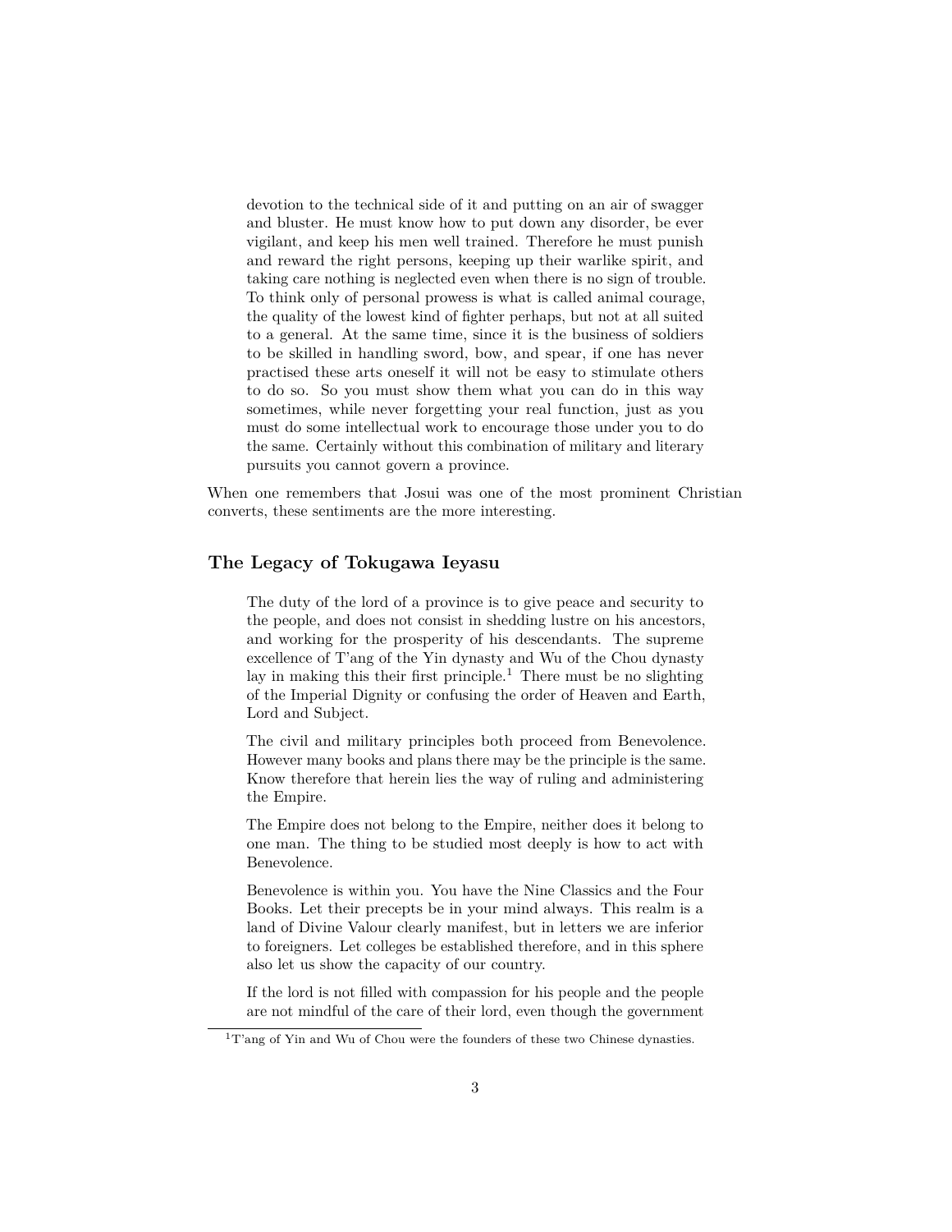> devotion to the technical side of it and putting on an air of swagger and bluster. He must know how to put down any disorder, be ever vigilant, and keep his men well trained. Therefore he must punish and reward the right persons, keeping up their warlike spirit, and taking care nothing is neglected even when there is no sign of trouble. To think only of personal prowess is what is called animal courage, the quality of the lowest kind of fighter perhaps, but not at all suited to a general. At the same time, since it is the business of soldiers to be skilled in handling sword, bow, and spear, if one has never practised these arts oneself it will not be easy to stimulate others to do so. So you must show them what you can do in this way sometimes, while never forgetting your real function, just as you must do some intellectual work to encourage those under you to do the same. Certainly without this combination of military and literary pursuits you cannot govern a province.

When one remembers that Josui was one of the most prominent Christian converts, these sentiments are the more interesting.

## The Legacy of Tokugawa Ieyasu

> The duty of the lord of a province is to give peace and security to the people, and does not consist in shedding lustre on his ancestors, and working for the prosperity of his descendants. The supreme excellence of T'ang of the Yin dynasty and Wu of the Chou dynasty lay in making this their first principle.[1] There must be no slighting of the Imperial Dignity or confusing the order of Heaven and Earth, Lord and Subject.
>
> The civil and military principles both proceed from Benevolence. However many books and plans there may be the principle is the same. Know therefore that herein lies the way of ruling and administering the Empire.
>
> The Empire does not belong to the Empire, neither does it belong to one man. The thing to be studied most deeply is how to act with Benevolence.
>
> Benevolence is within you. You have the Nine Classics and the Four Books. Let their precepts be in your mind always. This realm is a land of Divine Valour clearly manifest, but in letters we are inferior to foreigners. Let colleges be established therefore, and in this sphere also let us show the capacity of our country.
>
> If the lord is not filled with compassion for his people and the people are not mindful of the care of their lord, even though the government

[1] T'ang of Yin and Wu of Chou were the founders of these two Chinese dynasties.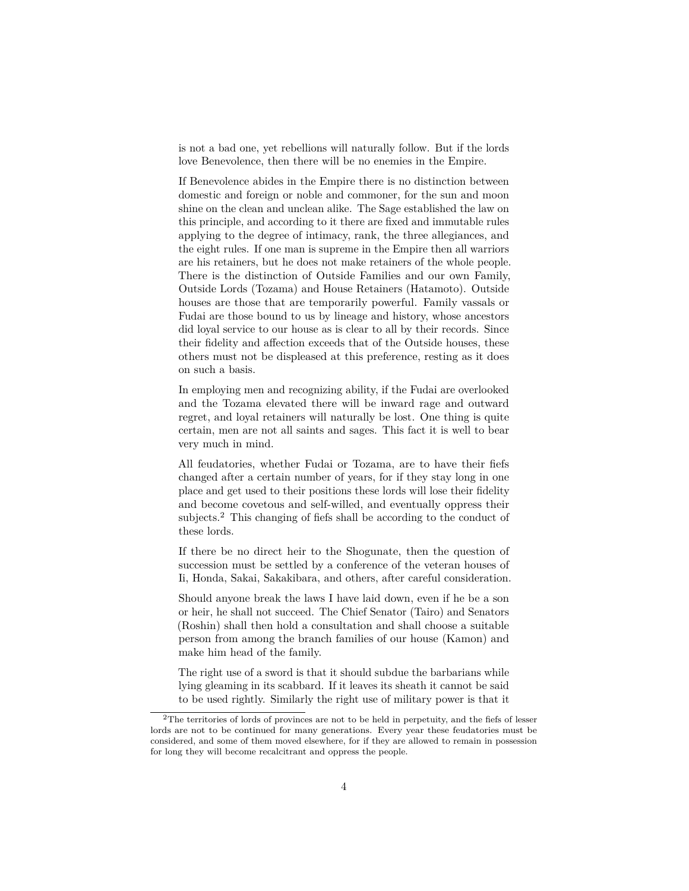is not a bad one, yet rebellions will naturally follow. But if the lords love Benevolence, then there will be no enemies in the Empire.

If Benevolence abides in the Empire there is no distinction between domestic and foreign or noble and commoner, for the sun and moon shine on the clean and unclean alike. The Sage established the law on this principle, and according to it there are fixed and immutable rules applying to the degree of intimacy, rank, the three allegiances, and the eight rules. If one man is supreme in the Empire then all warriors are his retainers, but he does not make retainers of the whole people. There is the distinction of Outside Families and our own Family, Outside Lords (Tozama) and House Retainers (Hatamoto). Outside houses are those that are temporarily powerful. Family vassals or Fudai are those bound to us by lineage and history, whose ancestors did loyal service to our house as is clear to all by their records. Since their fidelity and affection exceeds that of the Outside houses, these others must not be displeased at this preference, resting as it does on such a basis.

In employing men and recognizing ability, if the Fudai are overlooked and the Tozama elevated there will be inward rage and outward regret, and loyal retainers will naturally be lost. One thing is quite certain, men are not all saints and sages. This fact it is well to bear very much in mind.

All feudatories, whether Fudai or Tozama, are to have their fiefs changed after a certain number of years, for if they stay long in one place and get used to their positions these lords will lose their fidelity and become covetous and self-willed, and eventually oppress their subjects.[2] This changing of fiefs shall be according to the conduct of these lords.

If there be no direct heir to the Shogunate, then the question of succession must be settled by a conference of the veteran houses of Ii, Honda, Sakai, Sakakibara, and others, after careful consideration.

Should anyone break the laws I have laid down, even if he be a son or heir, he shall not succeed. The Chief Senator (Tairo) and Senators (Roshin) shall then hold a consultation and shall choose a suitable person from among the branch families of our house (Kamon) and make him head of the family.

The right use of a sword is that it should subdue the barbarians while lying gleaming in its scabbard. If it leaves its sheath it cannot be said to be used rightly. Similarly the right use of military power is that it

[2] The territories of lords of provinces are not to be held in perpetuity, and the fiefs of lesser lords are not to be continued for many generations. Every year these feudatories must be considered, and some of them moved elsewhere, for if they are allowed to remain in possession for long they will become recalcitrant and oppress the people.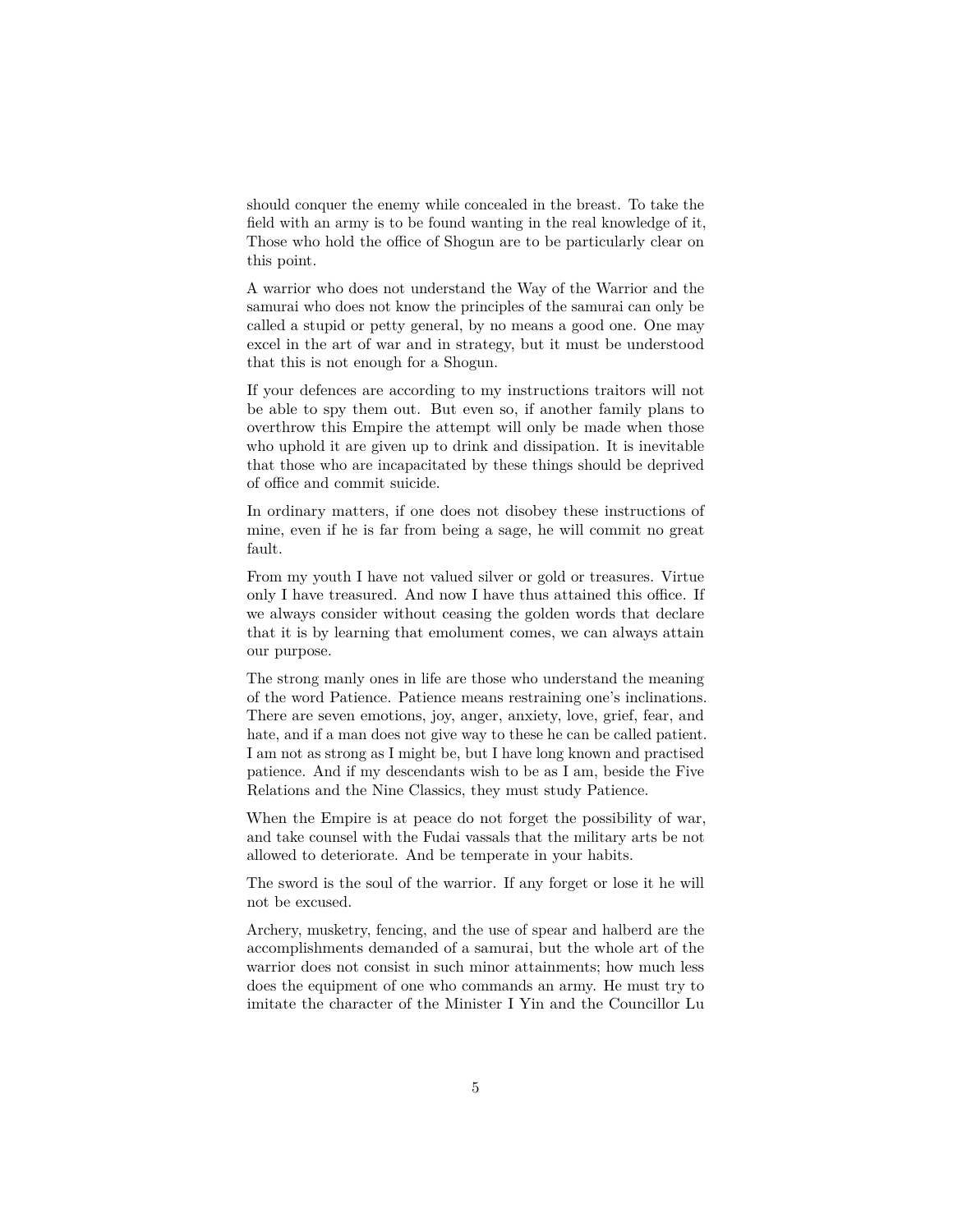should conquer the enemy while concealed in the breast. To take the field with an army is to be found wanting in the real knowledge of it, Those who hold the office of Shogun are to be particularly clear on this point.

A warrior who does not understand the Way of the Warrior and the samurai who does not know the principles of the samurai can only be called a stupid or petty general, by no means a good one. One may excel in the art of war and in strategy, but it must be understood that this is not enough for a Shogun.

If your defences are according to my instructions traitors will not be able to spy them out. But even so, if another family plans to overthrow this Empire the attempt will only be made when those who uphold it are given up to drink and dissipation. It is inevitable that those who are incapacitated by these things should be deprived of office and commit suicide.

In ordinary matters, if one does not disobey these instructions of mine, even if he is far from being a sage, he will commit no great fault.

From my youth I have not valued silver or gold or treasures. Virtue only I have treasured. And now I have thus attained this office. If we always consider without ceasing the golden words that declare that it is by learning that emolument comes, we can always attain our purpose.

The strong manly ones in life are those who understand the meaning of the word Patience. Patience means restraining one's inclinations. There are seven emotions, joy, anger, anxiety, love, grief, fear, and hate, and if a man does not give way to these he can be called patient. I am not as strong as I might be, but I have long known and practised patience. And if my descendants wish to be as I am, beside the Five Relations and the Nine Classics, they must study Patience.

When the Empire is at peace do not forget the possibility of war, and take counsel with the Fudai vassals that the military arts be not allowed to deteriorate. And be temperate in your habits.

The sword is the soul of the warrior. If any forget or lose it he will not be excused.

Archery, musketry, fencing, and the use of spear and halberd are the accomplishments demanded of a samurai, but the whole art of the warrior does not consist in such minor attainments; how much less does the equipment of one who commands an army. He must try to imitate the character of the Minister I Yin and the Councillor Lu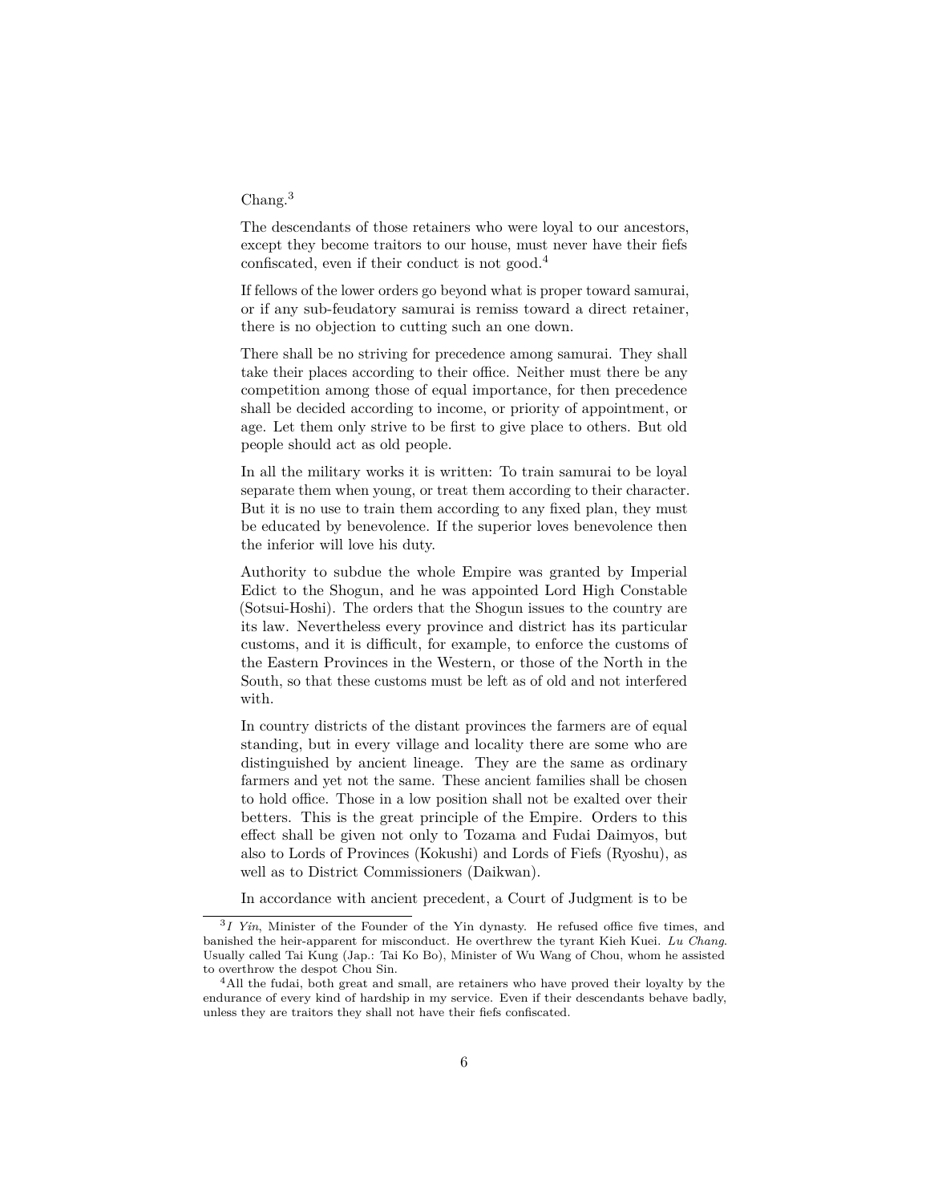Chang.[3]

The descendants of those retainers who were loyal to our ancestors, except they become traitors to our house, must never have their fiefs confiscated, even if their conduct is not good.[4]

If fellows of the lower orders go beyond what is proper toward samurai, or if any sub-feudatory samurai is remiss toward a direct retainer, there is no objection to cutting such an one down.

There shall be no striving for precedence among samurai. They shall take their places according to their office. Neither must there be any competition among those of equal importance, for then precedence shall be decided according to income, or priority of appointment, or age. Let them only strive to be first to give place to others. But old people should act as old people.

In all the military works it is written: To train samurai to be loyal separate them when young, or treat them according to their character. But it is no use to train them according to any fixed plan, they must be educated by benevolence. If the superior loves benevolence then the inferior will love his duty.

Authority to subdue the whole Empire was granted by Imperial Edict to the Shogun, and he was appointed Lord High Constable (Sotsui-Hoshi). The orders that the Shogun issues to the country are its law. Nevertheless every province and district has its particular customs, and it is difficult, for example, to enforce the customs of the Eastern Provinces in the Western, or those of the North in the South, so that these customs must be left as of old and not interfered with.

In country districts of the distant provinces the farmers are of equal standing, but in every village and locality there are some who are distinguished by ancient lineage. They are the same as ordinary farmers and yet not the same. These ancient families shall be chosen to hold office. Those in a low position shall not be exalted over their betters. This is the great principle of the Empire. Orders to this effect shall be given not only to Tozama and Fudai Daimyos, but also to Lords of Provinces (Kokushi) and Lords of Fiefs (Ryoshu), as well as to District Commissioners (Daikwan).

In accordance with ancient precedent, a Court of Judgment is to be

---

[3] *I Yin*, Minister of the Founder of the Yin dynasty. He refused office five times, and banished the heir-apparent for misconduct. He overthrew the tyrant Kieh Kuei. *Lu Chang*. Usually called Tai Kung (Jap.: Tai Ko Bo), Minister of Wu Wang of Chou, whom he assisted to overthrow the despot Chou Sin.

[4] All the fudai, both great and small, are retainers who have proved their loyalty by the endurance of every kind of hardship in my service. Even if their descendants behave badly, unless they are traitors they shall not have their fiefs confiscated.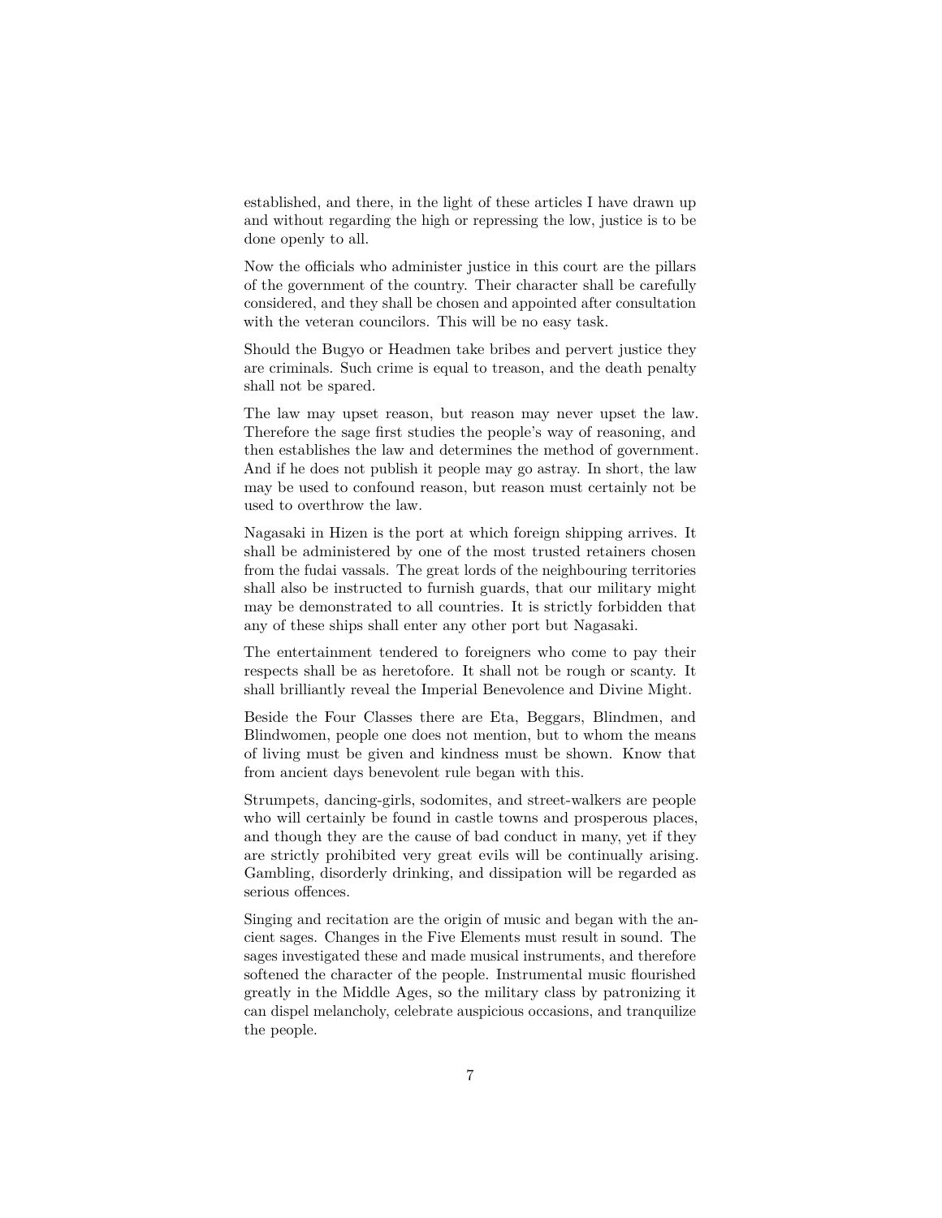established, and there, in the light of these articles I have drawn up and without regarding the high or repressing the low, justice is to be done openly to all.

Now the officials who administer justice in this court are the pillars of the government of the country. Their character shall be carefully considered, and they shall be chosen and appointed after consultation with the veteran councilors. This will be no easy task.

Should the Bugyo or Headmen take bribes and pervert justice they are criminals. Such crime is equal to treason, and the death penalty shall not be spared.

The law may upset reason, but reason may never upset the law. Therefore the sage first studies the people's way of reasoning, and then establishes the law and determines the method of government. And if he does not publish it people may go astray. In short, the law may be used to confound reason, but reason must certainly not be used to overthrow the law.

Nagasaki in Hizen is the port at which foreign shipping arrives. It shall be administered by one of the most trusted retainers chosen from the fudai vassals. The great lords of the neighbouring territories shall also be instructed to furnish guards, that our military might may be demonstrated to all countries. It is strictly forbidden that any of these ships shall enter any other port but Nagasaki.

The entertainment tendered to foreigners who come to pay their respects shall be as heretofore. It shall not be rough or scanty. It shall brilliantly reveal the Imperial Benevolence and Divine Might.

Beside the Four Classes there are Eta, Beggars, Blindmen, and Blindwomen, people one does not mention, but to whom the means of living must be given and kindness must be shown. Know that from ancient days benevolent rule began with this.

Strumpets, dancing-girls, sodomites, and street-walkers are people who will certainly be found in castle towns and prosperous places, and though they are the cause of bad conduct in many, yet if they are strictly prohibited very great evils will be continually arising. Gambling, disorderly drinking, and dissipation will be regarded as serious offences.

Singing and recitation are the origin of music and began with the ancient sages. Changes in the Five Elements must result in sound. The sages investigated these and made musical instruments, and therefore softened the character of the people. Instrumental music flourished greatly in the Middle Ages, so the military class by patronizing it can dispel melancholy, celebrate auspicious occasions, and tranquilize the people.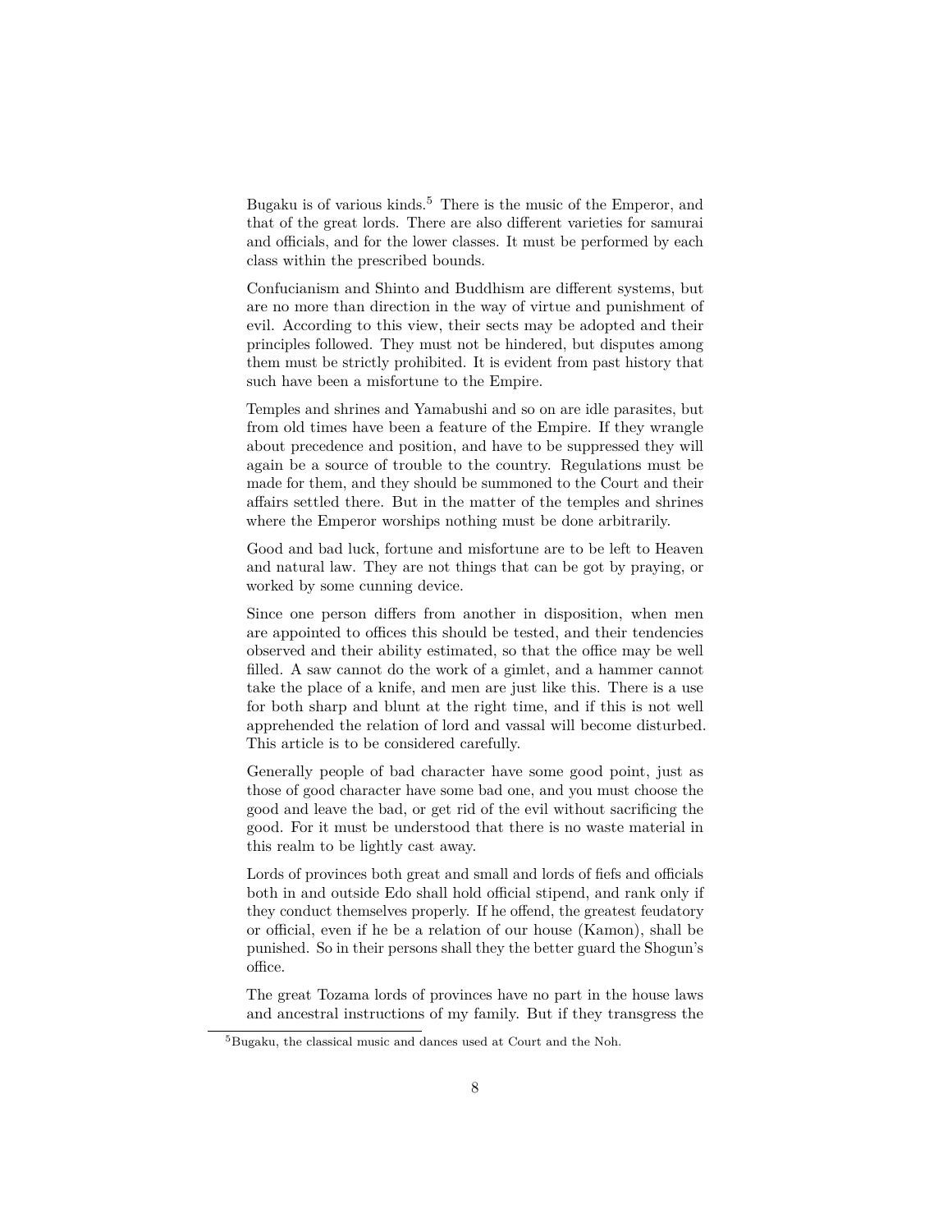Bugaku is of various kinds.[5] There is the music of the Emperor, and that of the great lords. There are also different varieties for samurai and officials, and for the lower classes. It must be performed by each class within the prescribed bounds.

Confucianism and Shinto and Buddhism are different systems, but are no more than direction in the way of virtue and punishment of evil. According to this view, their sects may be adopted and their principles followed. They must not be hindered, but disputes among them must be strictly prohibited. It is evident from past history that such have been a misfortune to the Empire.

Temples and shrines and Yamabushi and so on are idle parasites, but from old times have been a feature of the Empire. If they wrangle about precedence and position, and have to be suppressed they will again be a source of trouble to the country. Regulations must be made for them, and they should be summoned to the Court and their affairs settled there. But in the matter of the temples and shrines where the Emperor worships nothing must be done arbitrarily.

Good and bad luck, fortune and misfortune are to be left to Heaven and natural law. They are not things that can be got by praying, or worked by some cunning device.

Since one person differs from another in disposition, when men are appointed to offices this should be tested, and their tendencies observed and their ability estimated, so that the office may be well filled. A saw cannot do the work of a gimlet, and a hammer cannot take the place of a knife, and men are just like this. There is a use for both sharp and blunt at the right time, and if this is not well apprehended the relation of lord and vassal will become disturbed. This article is to be considered carefully.

Generally people of bad character have some good point, just as those of good character have some bad one, and you must choose the good and leave the bad, or get rid of the evil without sacrificing the good. For it must be understood that there is no waste material in this realm to be lightly cast away.

Lords of provinces both great and small and lords of fiefs and officials both in and outside Edo shall hold official stipend, and rank only if they conduct themselves properly. If he offend, the greatest feudatory or official, even if he be a relation of our house (Kamon), shall be punished. So in their persons shall they the better guard the Shogun's office.

The great Tozama lords of provinces have no part in the house laws and ancestral instructions of my family. But if they transgress the

[5] Bugaku, the classical music and dances used at Court and the Noh.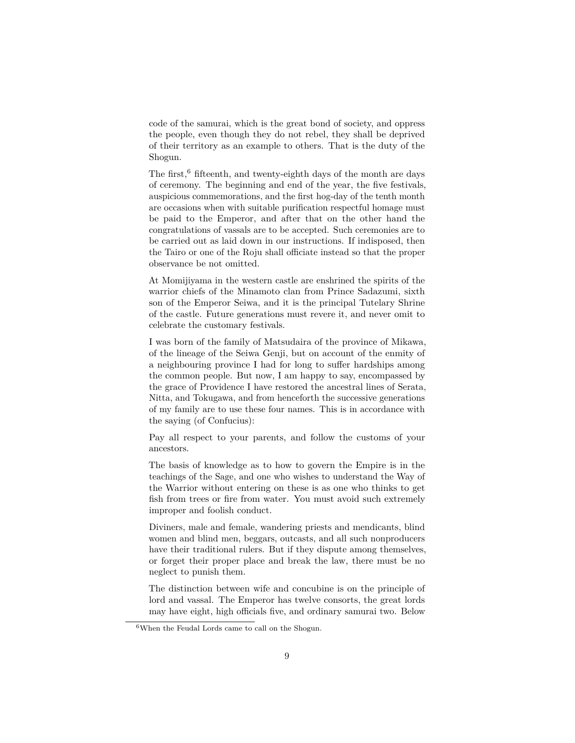code of the samurai, which is the great bond of society, and oppress the people, even though they do not rebel, they shall be deprived of their territory as an example to others. That is the duty of the Shogun.

The first,[6] fifteenth, and twenty-eighth days of the month are days of ceremony. The beginning and end of the year, the five festivals, auspicious commemorations, and the first hog-day of the tenth month are occasions when with suitable purification respectful homage must be paid to the Emperor, and after that on the other hand the congratulations of vassals are to be accepted. Such ceremonies are to be carried out as laid down in our instructions. If indisposed, then the Tairo or one of the Roju shall officiate instead so that the proper observance be not omitted.

At Momijiyama in the western castle are enshrined the spirits of the warrior chiefs of the Minamoto clan from Prince Sadazumi, sixth son of the Emperor Seiwa, and it is the principal Tutelary Shrine of the castle. Future generations must revere it, and never omit to celebrate the customary festivals.

I was born of the family of Matsudaira of the province of Mikawa, of the lineage of the Seiwa Genji, but on account of the enmity of a neighbouring province I had for long to suffer hardships among the common people. But now, I am happy to say, encompassed by the grace of Providence I have restored the ancestral lines of Serata, Nitta, and Tokugawa, and from henceforth the successive generations of my family are to use these four names. This is in accordance with the saying (of Confucius):

Pay all respect to your parents, and follow the customs of your ancestors.

The basis of knowledge as to how to govern the Empire is in the teachings of the Sage, and one who wishes to understand the Way of the Warrior without entering on these is as one who thinks to get fish from trees or fire from water. You must avoid such extremely improper and foolish conduct.

Diviners, male and female, wandering priests and mendicants, blind women and blind men, beggars, outcasts, and all such nonproducers have their traditional rulers. But if they dispute among themselves, or forget their proper place and break the law, there must be no neglect to punish them.

The distinction between wife and concubine is on the principle of lord and vassal. The Emperor has twelve consorts, the great lords may have eight, high officials five, and ordinary samurai two. Below

[6] When the Feudal Lords came to call on the Shogun.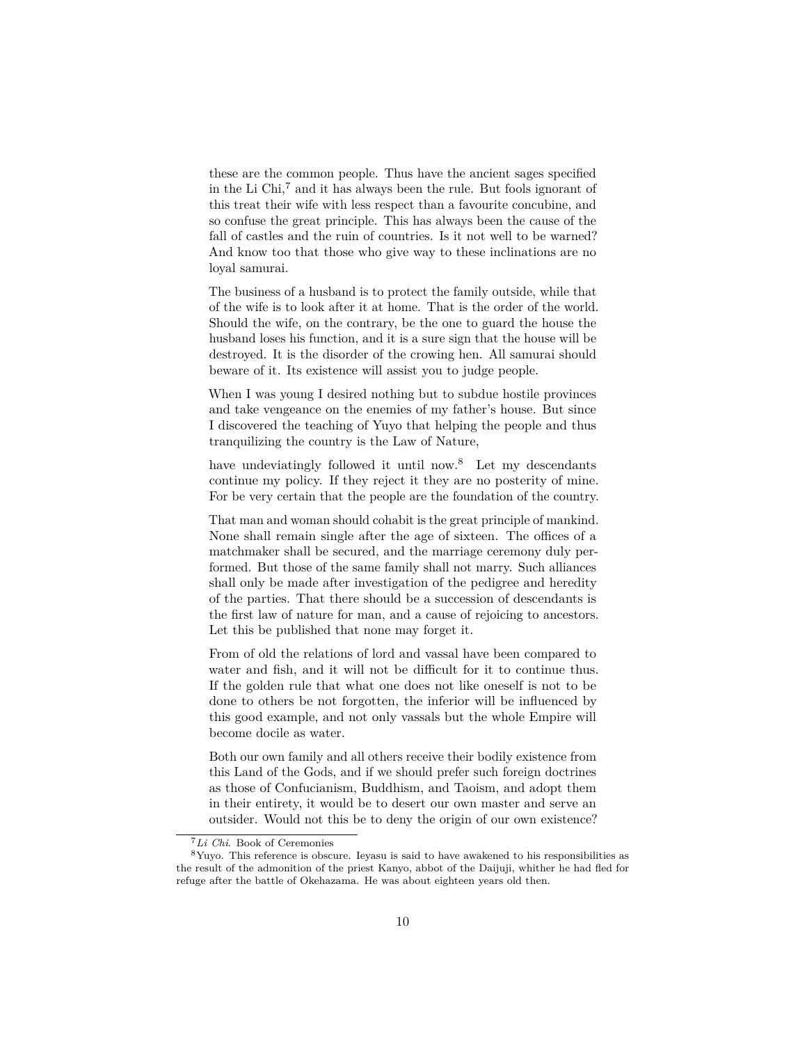these are the common people. Thus have the ancient sages specified in the Li Chi,[7] and it has always been the rule. But fools ignorant of this treat their wife with less respect than a favourite concubine, and so confuse the great principle. This has always been the cause of the fall of castles and the ruin of countries. Is it not well to be warned? And know too that those who give way to these inclinations are no loyal samurai.

The business of a husband is to protect the family outside, while that of the wife is to look after it at home. That is the order of the world. Should the wife, on the contrary, be the one to guard the house the husband loses his function, and it is a sure sign that the house will be destroyed. It is the disorder of the crowing hen. All samurai should beware of it. Its existence will assist you to judge people.

When I was young I desired nothing but to subdue hostile provinces and take vengeance on the enemies of my father's house. But since I discovered the teaching of Yuyo that helping the people and thus tranquilizing the country is the Law of Nature,

have undeviatingly followed it until now.[8] Let my descendants continue my policy. If they reject it they are no posterity of mine. For be very certain that the people are the foundation of the country.

That man and woman should cohabit is the great principle of mankind. None shall remain single after the age of sixteen. The offices of a matchmaker shall be secured, and the marriage ceremony duly performed. But those of the same family shall not marry. Such alliances shall only be made after investigation of the pedigree and heredity of the parties. That there should be a succession of descendants is the first law of nature for man, and a cause of rejoicing to ancestors. Let this be published that none may forget it.

From of old the relations of lord and vassal have been compared to water and fish, and it will not be difficult for it to continue thus. If the golden rule that what one does not like oneself is not to be done to others be not forgotten, the inferior will be influenced by this good example, and not only vassals but the whole Empire will become docile as water.

Both our own family and all others receive their bodily existence from this Land of the Gods, and if we should prefer such foreign doctrines as those of Confucianism, Buddhism, and Taoism, and adopt them in their entirety, it would be to desert our own master and serve an outsider. Would not this be to deny the origin of our own existence?

---

[7] *Li Chi*. Book of Ceremonies

[8] Yuyo. This reference is obscure. Ieyasu is said to have awakened to his responsibilities as the result of the admonition of the priest Kanyo, abbot of the Daijuji, whither he had fled for refuge after the battle of Okehazama. He was about eighteen years old then.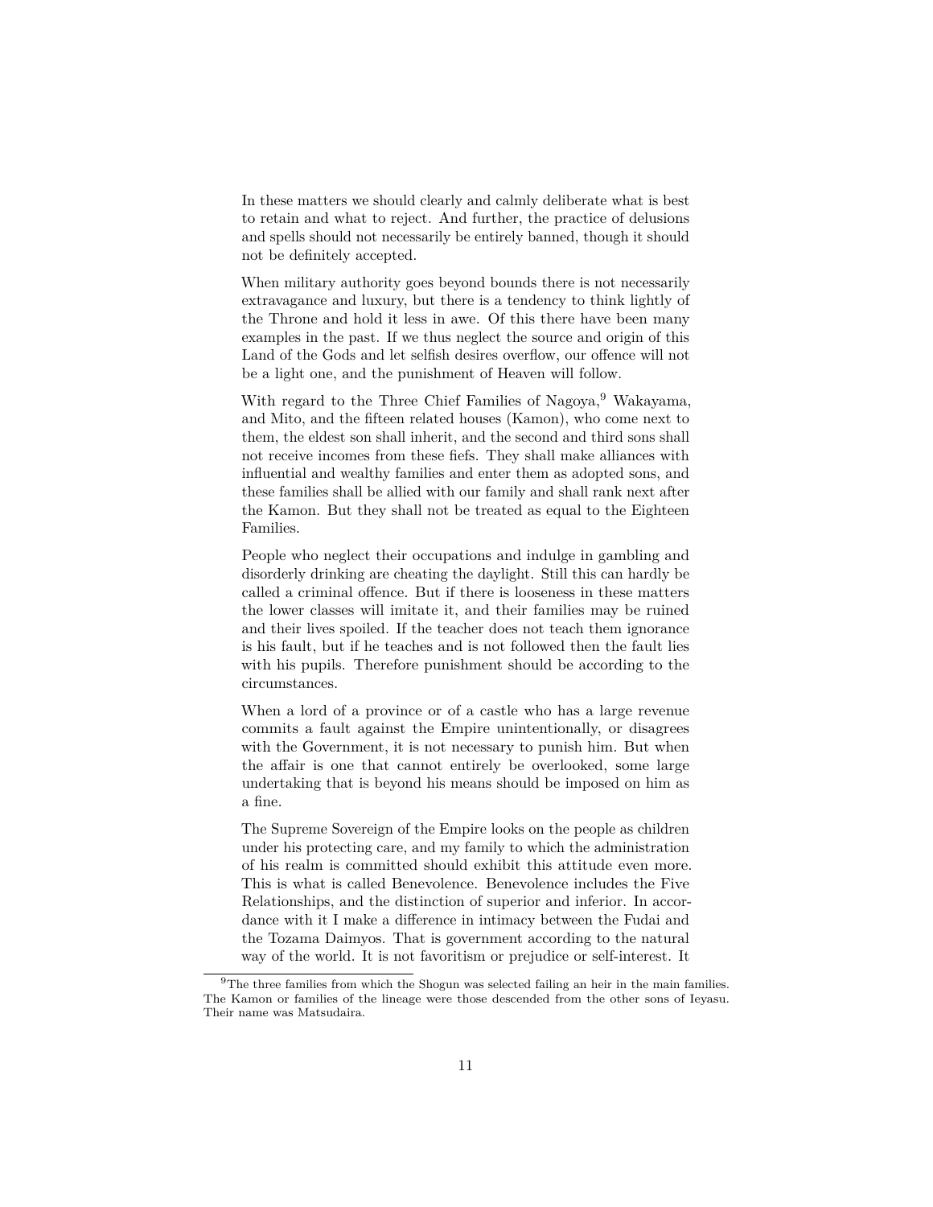In these matters we should clearly and calmly deliberate what is best to retain and what to reject. And further, the practice of delusions and spells should not necessarily be entirely banned, though it should not be definitely accepted.

When military authority goes beyond bounds there is not necessarily extravagance and luxury, but there is a tendency to think lightly of the Throne and hold it less in awe. Of this there have been many examples in the past. If we thus neglect the source and origin of this Land of the Gods and let selfish desires overflow, our offence will not be a light one, and the punishment of Heaven will follow.

With regard to the Three Chief Families of Nagoya,[9] Wakayama, and Mito, and the fifteen related houses (Kamon), who come next to them, the eldest son shall inherit, and the second and third sons shall not receive incomes from these fiefs. They shall make alliances with influential and wealthy families and enter them as adopted sons, and these families shall be allied with our family and shall rank next after the Kamon. But they shall not be treated as equal to the Eighteen Families.

People who neglect their occupations and indulge in gambling and disorderly drinking are cheating the daylight. Still this can hardly be called a criminal offence. But if there is looseness in these matters the lower classes will imitate it, and their families may be ruined and their lives spoiled. If the teacher does not teach them ignorance is his fault, but if he teaches and is not followed then the fault lies with his pupils. Therefore punishment should be according to the circumstances.

When a lord of a province or of a castle who has a large revenue commits a fault against the Empire unintentionally, or disagrees with the Government, it is not necessary to punish him. But when the affair is one that cannot entirely be overlooked, some large undertaking that is beyond his means should be imposed on him as a fine.

The Supreme Sovereign of the Empire looks on the people as children under his protecting care, and my family to which the administration of his realm is committed should exhibit this attitude even more. This is what is called Benevolence. Benevolence includes the Five Relationships, and the distinction of superior and inferior. In accordance with it I make a difference in intimacy between the Fudai and the Tozama Daimyos. That is government according to the natural way of the world. It is not favoritism or prejudice or self-interest. It

[9] The three families from which the Shogun was selected failing an heir in the main families. The Kamon or families of the lineage were those descended from the other sons of Ieyasu. Their name was Matsudaira.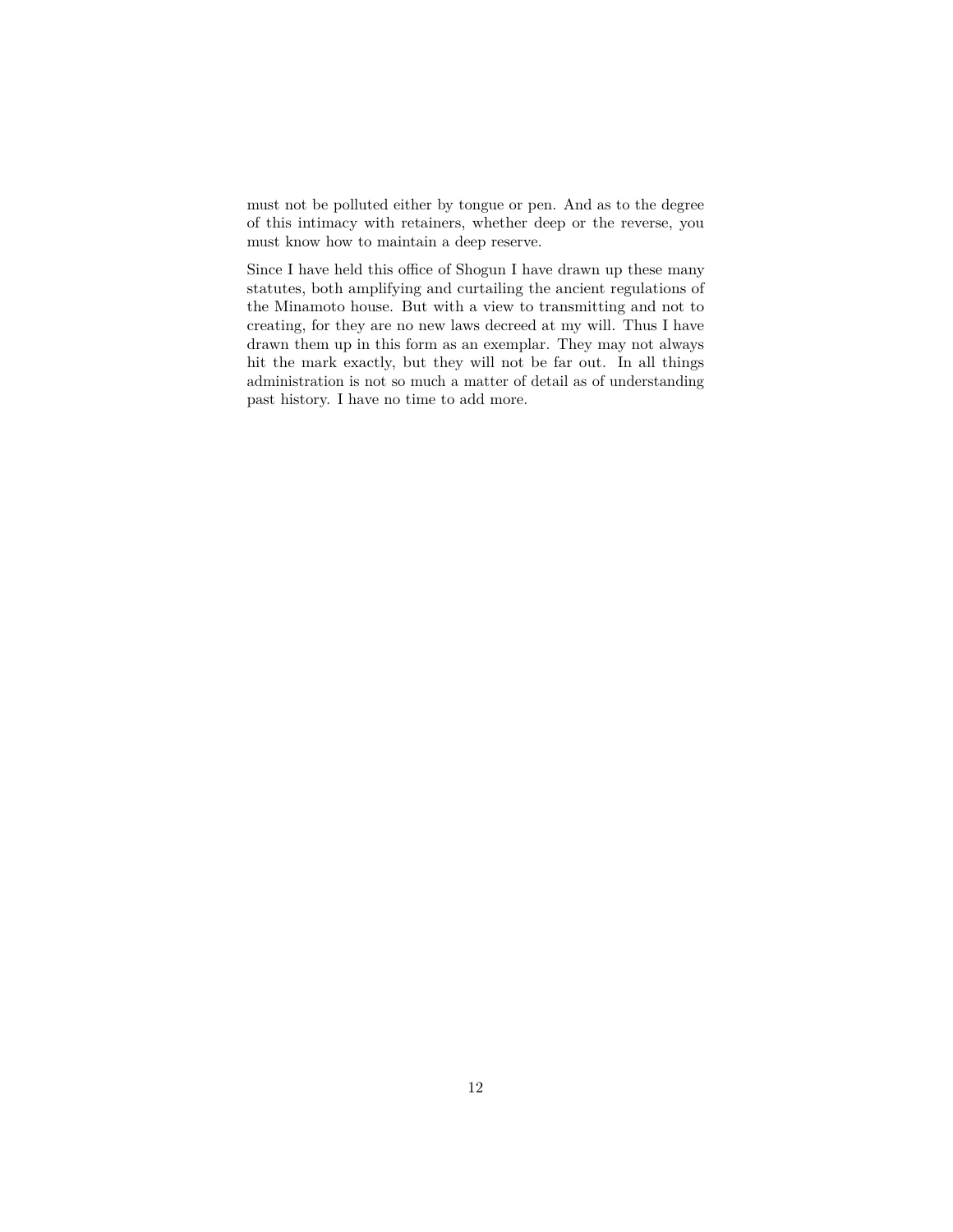must not be polluted either by tongue or pen. And as to the degree of this intimacy with retainers, whether deep or the reverse, you must know how to maintain a deep reserve.

Since I have held this office of Shogun I have drawn up these many statutes, both amplifying and curtailing the ancient regulations of the Minamoto house. But with a view to transmitting and not to creating, for they are no new laws decreed at my will. Thus I have drawn them up in this form as an exemplar. They may not always hit the mark exactly, but they will not be far out. In all things administration is not so much a matter of detail as of understanding past history. I have no time to add more.